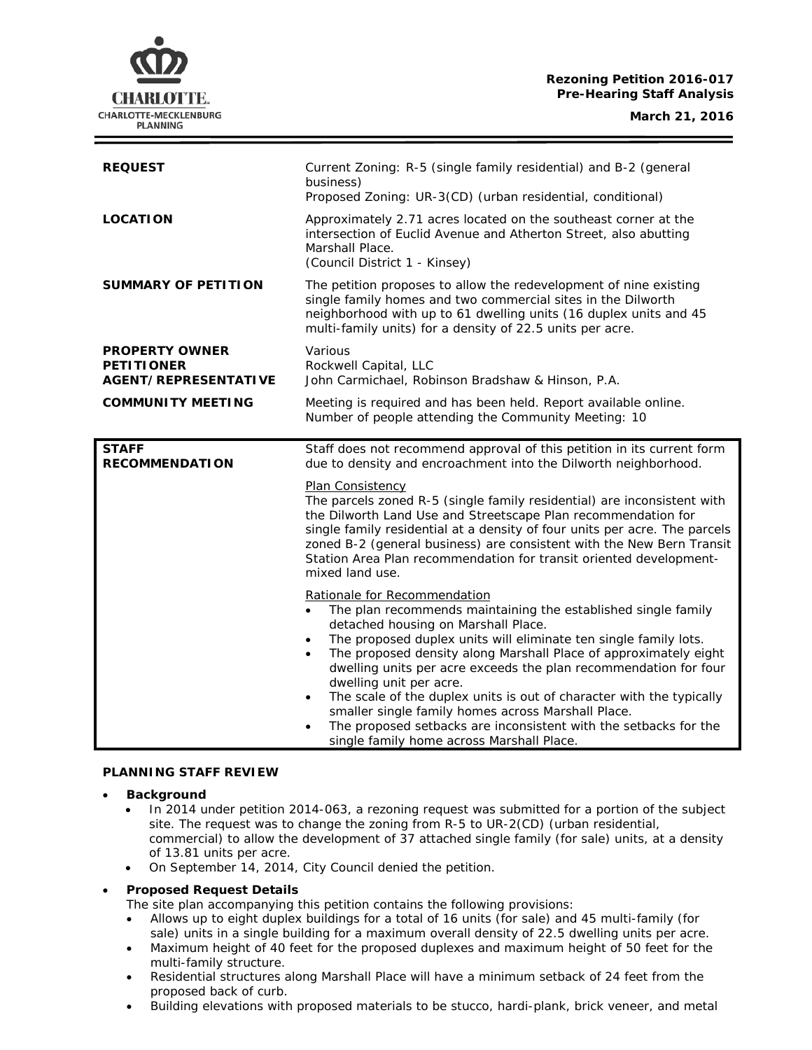**Rezoning Petition 2016-017**
**Pre-Hearing Staff Analysis**

**March 21, 2016**

| | |
|---|---|
| **REQUEST** | Current Zoning: R-5 (single family residential) and B-2 (general business)<br>Proposed Zoning: UR-3(CD) (urban residential, conditional) |
| **LOCATION** | Approximately 2.71 acres located on the southeast corner at the intersection of Euclid Avenue and Atherton Street, also abutting Marshall Place.<br>(Council District 1 - Kinsey) |
| **SUMMARY OF PETITION** | The petition proposes to allow the redevelopment of nine existing single family homes and two commercial sites in the Dilworth neighborhood with up to 61 dwelling units (16 duplex units and 45 multi-family units) for a density of 22.5 units per acre. |
| **PROPERTY OWNER**<br>**PETITIONER**<br>**AGENT/REPRESENTATIVE** | Various<br>Rockwell Capital, LLC<br>John Carmichael, Robinson Bradshaw & Hinson, P.A. |
| **COMMUNITY MEETING** | Meeting is required and has been held. Report available online.<br>Number of people attending the Community Meeting: 10 |

| | |
|---|---|
| **STAFF RECOMMENDATION** | Staff does not recommend approval of this petition in its current form due to density and encroachment into the Dilworth neighborhood.<br><br>Plan Consistency<br>The parcels zoned R-5 (single family residential) are inconsistent with the Dilworth Land Use and Streetscape Plan recommendation for single family residential at a density of four units per acre. The parcels zoned B-2 (general business) are consistent with the New Bern Transit Station Area Plan recommendation for transit oriented development-mixed land use.<br><br>Rationale for Recommendation<br>• The plan recommends maintaining the established single family detached housing on Marshall Place.<br>• The proposed duplex units will eliminate ten single family lots.<br>• The proposed density along Marshall Place of approximately eight dwelling units per acre exceeds the plan recommendation for four dwelling unit per acre.<br>• The scale of the duplex units is out of character with the typically smaller single family homes across Marshall Place.<br>• The proposed setbacks are inconsistent with the setbacks for the single family home across Marshall Place. |

**PLANNING STAFF REVIEW**

- **Background**
  - In 2014 under petition 2014-063, a rezoning request was submitted for a portion of the subject site. The request was to change the zoning from R-5 to UR-2(CD) (urban residential, commercial) to allow the development of 37 attached single family (for sale) units, at a density of 13.81 units per acre.
  - On September 14, 2014, City Council denied the petition.
- **Proposed Request Details**
  The site plan accompanying this petition contains the following provisions:
  - Allows up to eight duplex buildings for a total of 16 units (for sale) and 45 multi-family (for sale) units in a single building for a maximum overall density of 22.5 dwelling units per acre.
  - Maximum height of 40 feet for the proposed duplexes and maximum height of 50 feet for the multi-family structure.
  - Residential structures along Marshall Place will have a minimum setback of 24 feet from the proposed back of curb.
  - Building elevations with proposed materials to be stucco, hardi-plank, brick veneer, and metal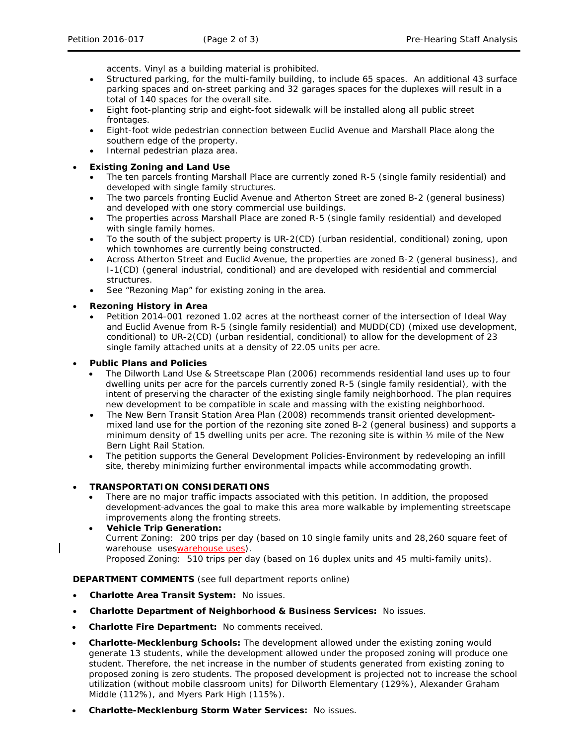accents. Vinyl as a building material is prohibited.
  - Structured parking, for the multi-family building, to include 65 spaces. An additional 43 surface parking spaces and on-street parking and 32 garages spaces for the duplexes will result in a total of 140 spaces for the overall site.
  - Eight foot-planting strip and eight-foot sidewalk will be installed along all public street frontages.
  - Eight-foot wide pedestrian connection between Euclid Avenue and Marshall Place along the southern edge of the property.
  - Internal pedestrian plaza area.

- **Existing Zoning and Land Use**
  - The ten parcels fronting Marshall Place are currently zoned R-5 (single family residential) and developed with single family structures.
  - The two parcels fronting Euclid Avenue and Atherton Street are zoned B-2 (general business) and developed with one story commercial use buildings.
  - The properties across Marshall Place are zoned R-5 (single family residential) and developed with single family homes.
  - To the south of the subject property is UR-2(CD) (urban residential, conditional) zoning, upon which townhomes are currently being constructed.
  - Across Atherton Street and Euclid Avenue, the properties are zoned B-2 (general business), and I-1(CD) (general industrial, conditional) and are developed with residential and commercial structures.
  - See "Rezoning Map" for existing zoning in the area.

- **Rezoning History in Area**
  - Petition 2014-001 rezoned 1.02 acres at the northeast corner of the intersection of Ideal Way and Euclid Avenue from R-5 (single family residential) and MUDD(CD) (mixed use development, conditional) to UR-2(CD) (urban residential, conditional) to allow for the development of 23 single family attached units at a density of 22.05 units per acre.

- **Public Plans and Policies**
  - The Dilworth Land Use & Streetscape Plan (2006) recommends residential land uses up to four dwelling units per acre for the parcels currently zoned R-5 (single family residential), with the intent of preserving the character of the existing single family neighborhood. The plan requires new development to be compatible in scale and massing with the existing neighborhood.
  - The New Bern Transit Station Area Plan (2008) recommends transit oriented development-mixed land use for the portion of the rezoning site zoned B-2 (general business) and supports a minimum density of 15 dwelling units per acre. The rezoning site is within ½ mile of the New Bern Light Rail Station.
  - The petition supports the General Development Policies-Environment by redeveloping an infill site, thereby minimizing further environmental impacts while accommodating growth.

- **TRANSPORTATION CONSIDERATIONS**
  - There are no major traffic impacts associated with this petition. In addition, the proposed development advances the goal to make this area more walkable by implementing streetscape improvements along the fronting streets.
  - **Vehicle Trip Generation:**
    Current Zoning: 200 trips per day (based on 10 single family units and 28,260 square feet of warehouse useswarehouse uses).
    Proposed Zoning: 510 trips per day (based on 16 duplex units and 45 multi-family units).

**DEPARTMENT COMMENTS** (see full department reports online)

- **Charlotte Area Transit System:** No issues.
- **Charlotte Department of Neighborhood & Business Services:** No issues.
- **Charlotte Fire Department:** No comments received.
- **Charlotte-Mecklenburg Schools:** The development allowed under the existing zoning would generate 13 students, while the development allowed under the proposed zoning will produce one student. Therefore, the net increase in the number of students generated from existing zoning to proposed zoning is zero students. The proposed development is projected not to increase the school utilization (without mobile classroom units) for Dilworth Elementary (129%), Alexander Graham Middle (112%), and Myers Park High (115%).
- **Charlotte-Mecklenburg Storm Water Services:** No issues.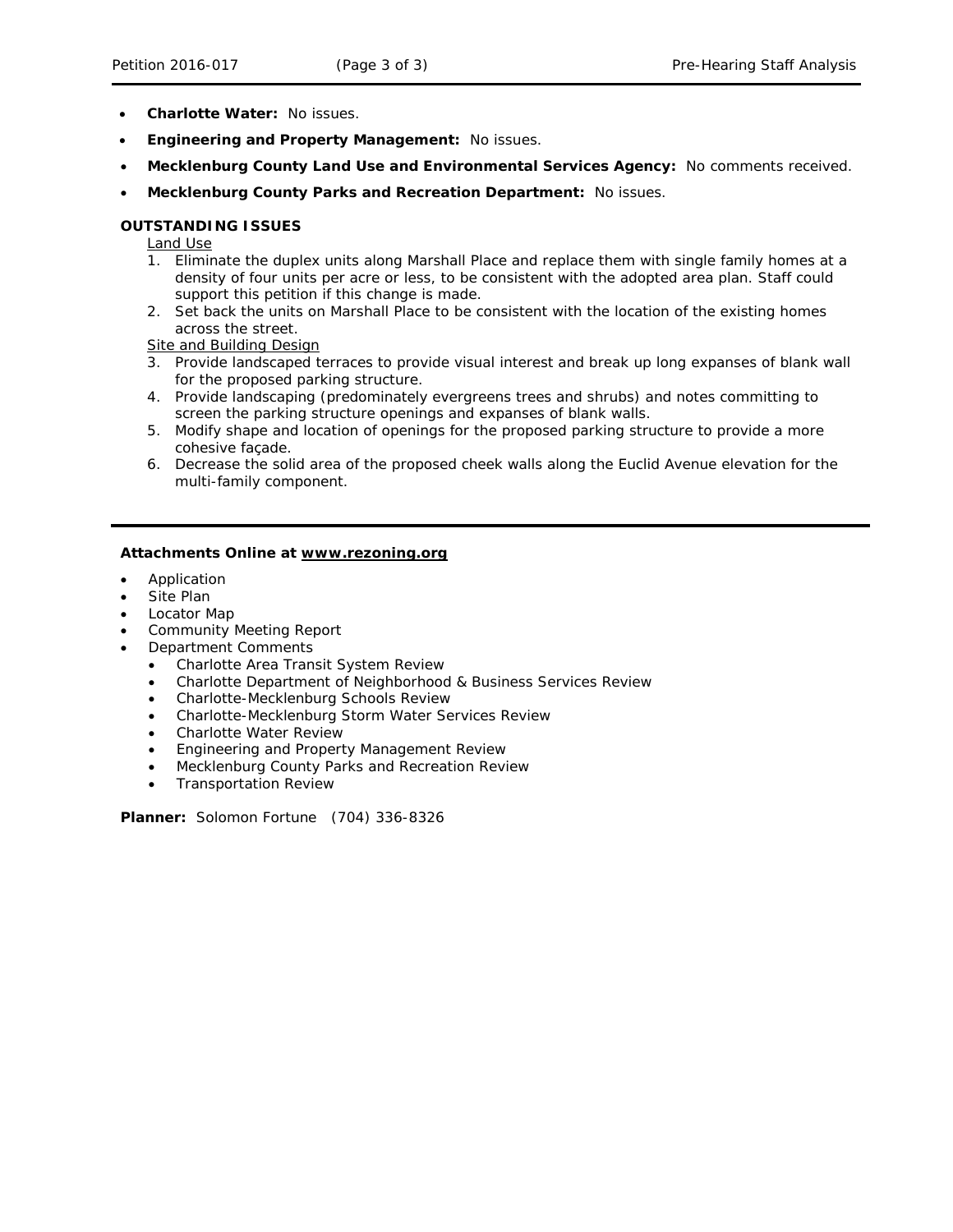- **Charlotte Water:** No issues.
- **Engineering and Property Management:** No issues.
- **Mecklenburg County Land Use and Environmental Services Agency:** No comments received.
- **Mecklenburg County Parks and Recreation Department:** No issues.

**OUTSTANDING ISSUES**

Land Use

1. Eliminate the duplex units along Marshall Place and replace them with single family homes at a density of four units per acre or less, to be consistent with the adopted area plan. Staff could support this petition if this change is made.
2. Set back the units on Marshall Place to be consistent with the location of the existing homes across the street.

Site and Building Design

3. Provide landscaped terraces to provide visual interest and break up long expanses of blank wall for the proposed parking structure.
4. Provide landscaping (predominately evergreens trees and shrubs) and notes committing to screen the parking structure openings and expanses of blank walls.
5. Modify shape and location of openings for the proposed parking structure to provide a more cohesive façade.
6. Decrease the solid area of the proposed cheek walls along the Euclid Avenue elevation for the multi-family component.

---

**Attachments Online at www.rezoning.org**

- Application
- Site Plan
- Locator Map
- Community Meeting Report
- Department Comments
  - Charlotte Area Transit System Review
  - Charlotte Department of Neighborhood & Business Services Review
  - Charlotte-Mecklenburg Schools Review
  - Charlotte-Mecklenburg Storm Water Services Review
  - Charlotte Water Review
  - Engineering and Property Management Review
  - Mecklenburg County Parks and Recreation Review
  - Transportation Review

**Planner:** Solomon Fortune (704) 336-8326